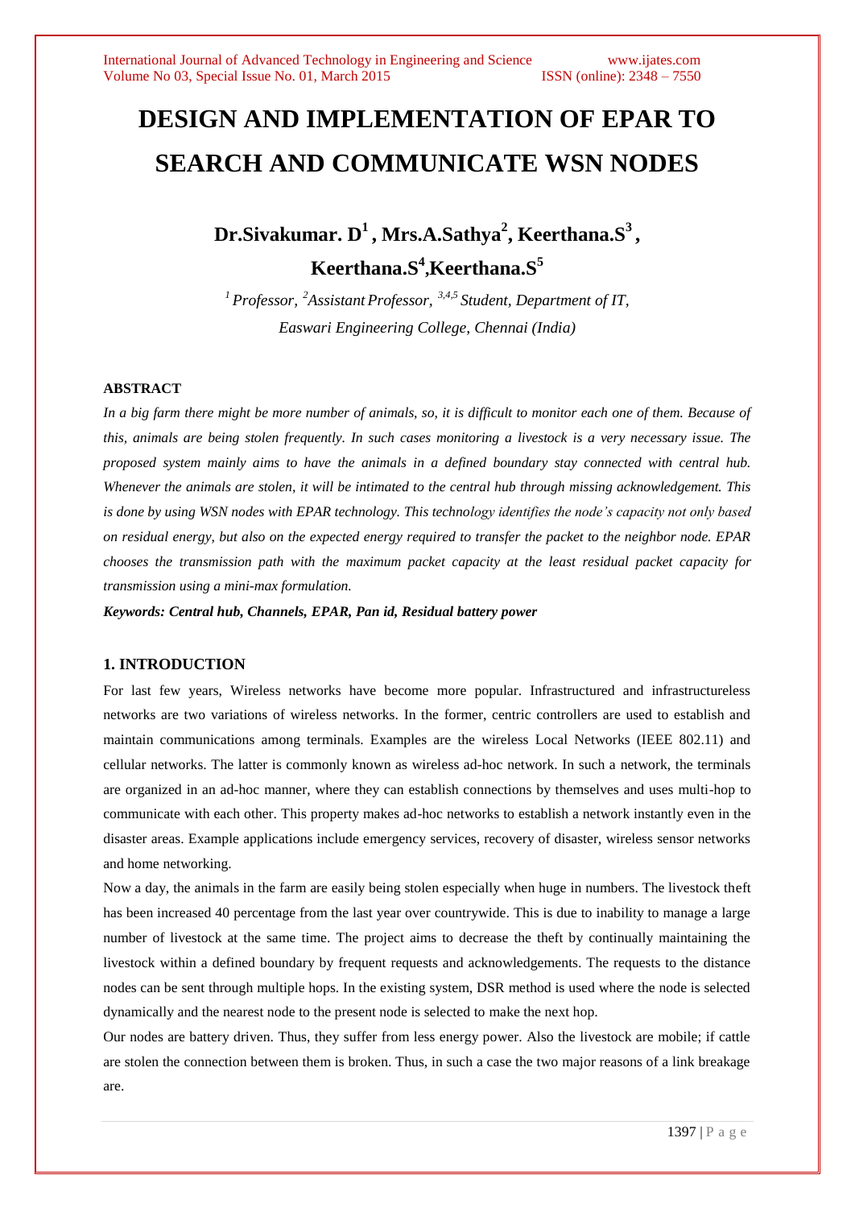# DESIGN AND IMPLEMENTATION OF EPAR TO SEARCH AND COMMUNICATE WSN NODES

**Dr.Sivakumar. D[1] , Mrs.A.Sathya[2], Keerthana.S[3] , Keerthana.S[4],Keerthana.S[5]**

*[1] Professor, [2]Assistant Professor, [3,4,5] Student, Department of IT, Easwari Engineering College, Chennai (India)*

### ABSTRACT

*In a big farm there might be more number of animals, so, it is difficult to monitor each one of them. Because of this, animals are being stolen frequently. In such cases monitoring a livestock is a very necessary issue. The proposed system mainly aims to have the animals in a defined boundary stay connected with central hub. Whenever the animals are stolen, it will be intimated to the central hub through missing acknowledgement. This is done by using WSN nodes with EPAR technology. This technology identifies the node's capacity not only based on residual energy, but also on the expected energy required to transfer the packet to the neighbor node. EPAR chooses the transmission path with the maximum packet capacity at the least residual packet capacity for transmission using a mini-max formulation.*

***Keywords: Central hub, Channels, EPAR, Pan id, Residual battery power***

### 1. INTRODUCTION

For last few years, Wireless networks have become more popular. Infrastructured and infrastructureless networks are two variations of wireless networks. In the former, centric controllers are used to establish and maintain communications among terminals. Examples are the wireless Local Networks (IEEE 802.11) and cellular networks. The latter is commonly known as wireless ad-hoc network. In such a network, the terminals are organized in an ad-hoc manner, where they can establish connections by themselves and uses multi-hop to communicate with each other. This property makes ad-hoc networks to establish a network instantly even in the disaster areas. Example applications include emergency services, recovery of disaster, wireless sensor networks and home networking.

Now a day, the animals in the farm are easily being stolen especially when huge in numbers. The livestock theft has been increased 40 percentage from the last year over countrywide. This is due to inability to manage a large number of livestock at the same time. The project aims to decrease the theft by continually maintaining the livestock within a defined boundary by frequent requests and acknowledgements. The requests to the distance nodes can be sent through multiple hops. In the existing system, DSR method is used where the node is selected dynamically and the nearest node to the present node is selected to make the next hop.

Our nodes are battery driven. Thus, they suffer from less energy power. Also the livestock are mobile; if cattle are stolen the connection between them is broken. Thus, in such a case the two major reasons of a link breakage are.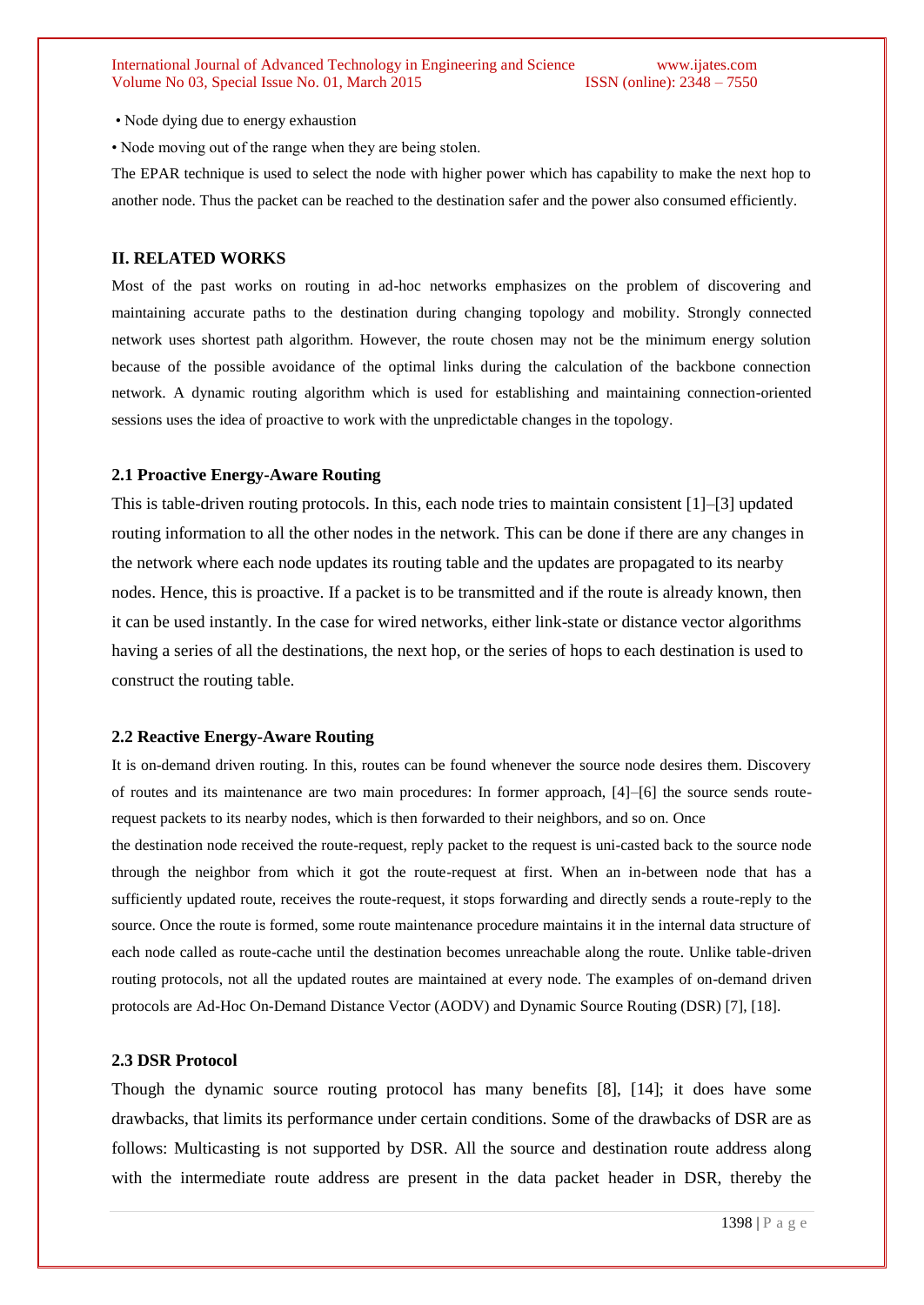• Node dying due to energy exhaustion

• Node moving out of the range when they are being stolen.

The EPAR technique is used to select the node with higher power which has capability to make the next hop to another node. Thus the packet can be reached to the destination safer and the power also consumed efficiently.

## II. RELATED WORKS

Most of the past works on routing in ad-hoc networks emphasizes on the problem of discovering and maintaining accurate paths to the destination during changing topology and mobility. Strongly connected network uses shortest path algorithm. However, the route chosen may not be the minimum energy solution because of the possible avoidance of the optimal links during the calculation of the backbone connection network. A dynamic routing algorithm which is used for establishing and maintaining connection-oriented sessions uses the idea of proactive to work with the unpredictable changes in the topology.

### 2.1 Proactive Energy-Aware Routing

This is table-driven routing protocols. In this, each node tries to maintain consistent [1]–[3] updated routing information to all the other nodes in the network. This can be done if there are any changes in the network where each node updates its routing table and the updates are propagated to its nearby nodes. Hence, this is proactive. If a packet is to be transmitted and if the route is already known, then it can be used instantly. In the case for wired networks, either link-state or distance vector algorithms having a series of all the destinations, the next hop, or the series of hops to each destination is used to construct the routing table.

### 2.2 Reactive Energy-Aware Routing

It is on-demand driven routing. In this, routes can be found whenever the source node desires them. Discovery of routes and its maintenance are two main procedures: In former approach, [4]–[6] the source sends route-request packets to its nearby nodes, which is then forwarded to their neighbors, and so on. Once the destination node received the route-request, reply packet to the request is uni-casted back to the source node through the neighbor from which it got the route-request at first. When an in-between node that has a sufficiently updated route, receives the route-request, it stops forwarding and directly sends a route-reply to the source. Once the route is formed, some route maintenance procedure maintains it in the internal data structure of each node called as route-cache until the destination becomes unreachable along the route. Unlike table-driven routing protocols, not all the updated routes are maintained at every node. The examples of on-demand driven protocols are Ad-Hoc On-Demand Distance Vector (AODV) and Dynamic Source Routing (DSR) [7], [18].

### 2.3 DSR Protocol

Though the dynamic source routing protocol has many benefits [8], [14]; it does have some drawbacks, that limits its performance under certain conditions. Some of the drawbacks of DSR are as follows: Multicasting is not supported by DSR. All the source and destination route address along with the intermediate route address are present in the data packet header in DSR, thereby the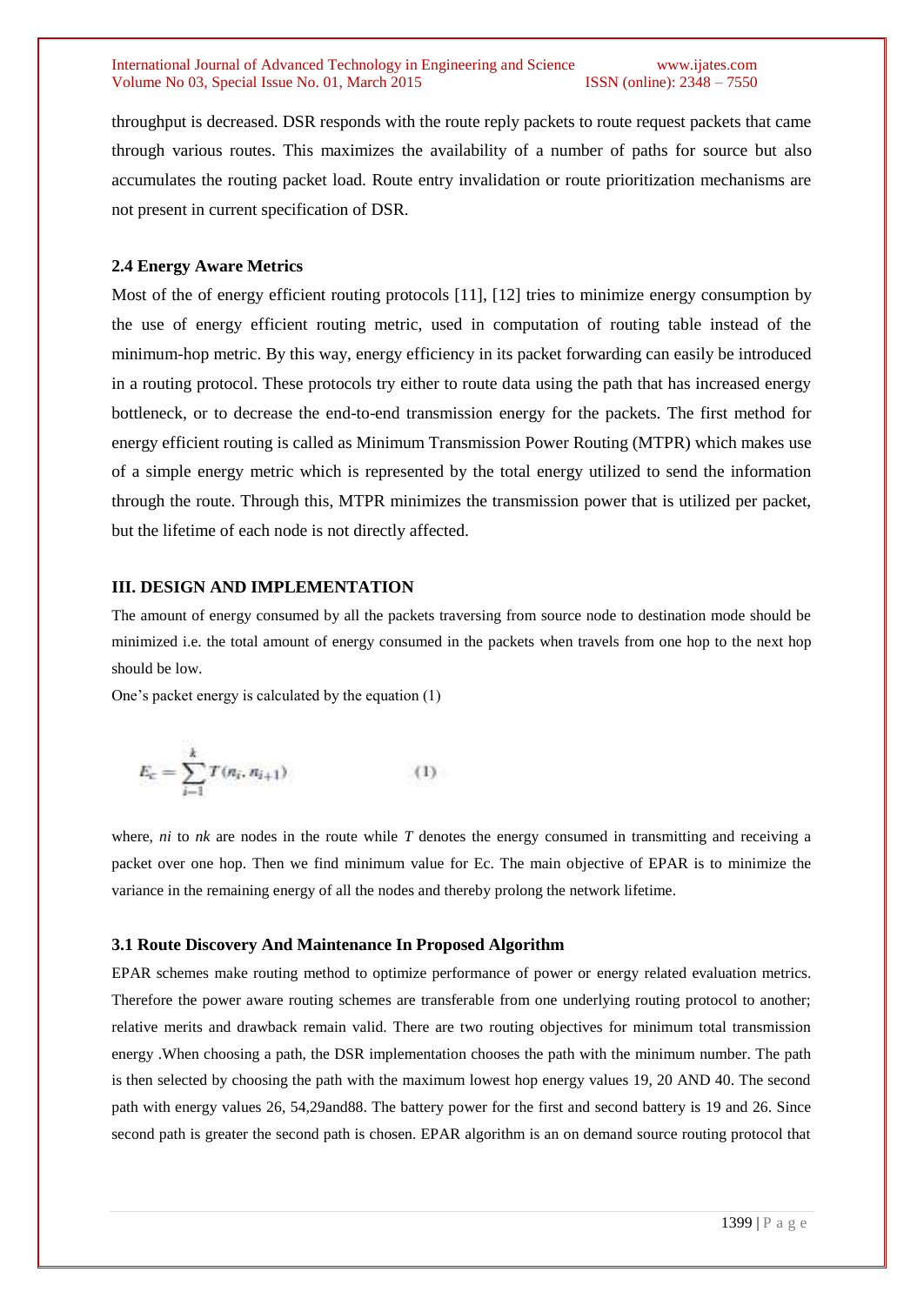throughput is decreased. DSR responds with the route reply packets to route request packets that came through various routes. This maximizes the availability of a number of paths for source but also accumulates the routing packet load. Route entry invalidation or route prioritization mechanisms are not present in current specification of DSR.

### 2.4 Energy Aware Metrics

Most of the of energy efficient routing protocols [11], [12] tries to minimize energy consumption by the use of energy efficient routing metric, used in computation of routing table instead of the minimum-hop metric. By this way, energy efficiency in its packet forwarding can easily be introduced in a routing protocol. These protocols try either to route data using the path that has increased energy bottleneck, or to decrease the end-to-end transmission energy for the packets. The first method for energy efficient routing is called as Minimum Transmission Power Routing (MTPR) which makes use of a simple energy metric which is represented by the total energy utilized to send the information through the route. Through this, MTPR minimizes the transmission power that is utilized per packet, but the lifetime of each node is not directly affected.

## III. DESIGN AND IMPLEMENTATION

The amount of energy consumed by all the packets traversing from source node to destination mode should be minimized i.e. the total amount of energy consumed in the packets when travels from one hop to the next hop should be low.

One's packet energy is calculated by the equation (1)

$$E_c = \sum_{i=1}^{k} T(n_i, n_{i+1}) \qquad (1)$$

where, *ni* to *nk* are nodes in the route while *T* denotes the energy consumed in transmitting and receiving a packet over one hop. Then we find minimum value for Ec. The main objective of EPAR is to minimize the variance in the remaining energy of all the nodes and thereby prolong the network lifetime.

### 3.1 Route Discovery And Maintenance In Proposed Algorithm

EPAR schemes make routing method to optimize performance of power or energy related evaluation metrics. Therefore the power aware routing schemes are transferable from one underlying routing protocol to another; relative merits and drawback remain valid. There are two routing objectives for minimum total transmission energy .When choosing a path, the DSR implementation chooses the path with the minimum number. The path is then selected by choosing the path with the maximum lowest hop energy values 19, 20 AND 40. The second path with energy values 26, 54,29and88. The battery power for the first and second battery is 19 and 26. Since second path is greater the second path is chosen. EPAR algorithm is an on demand source routing protocol that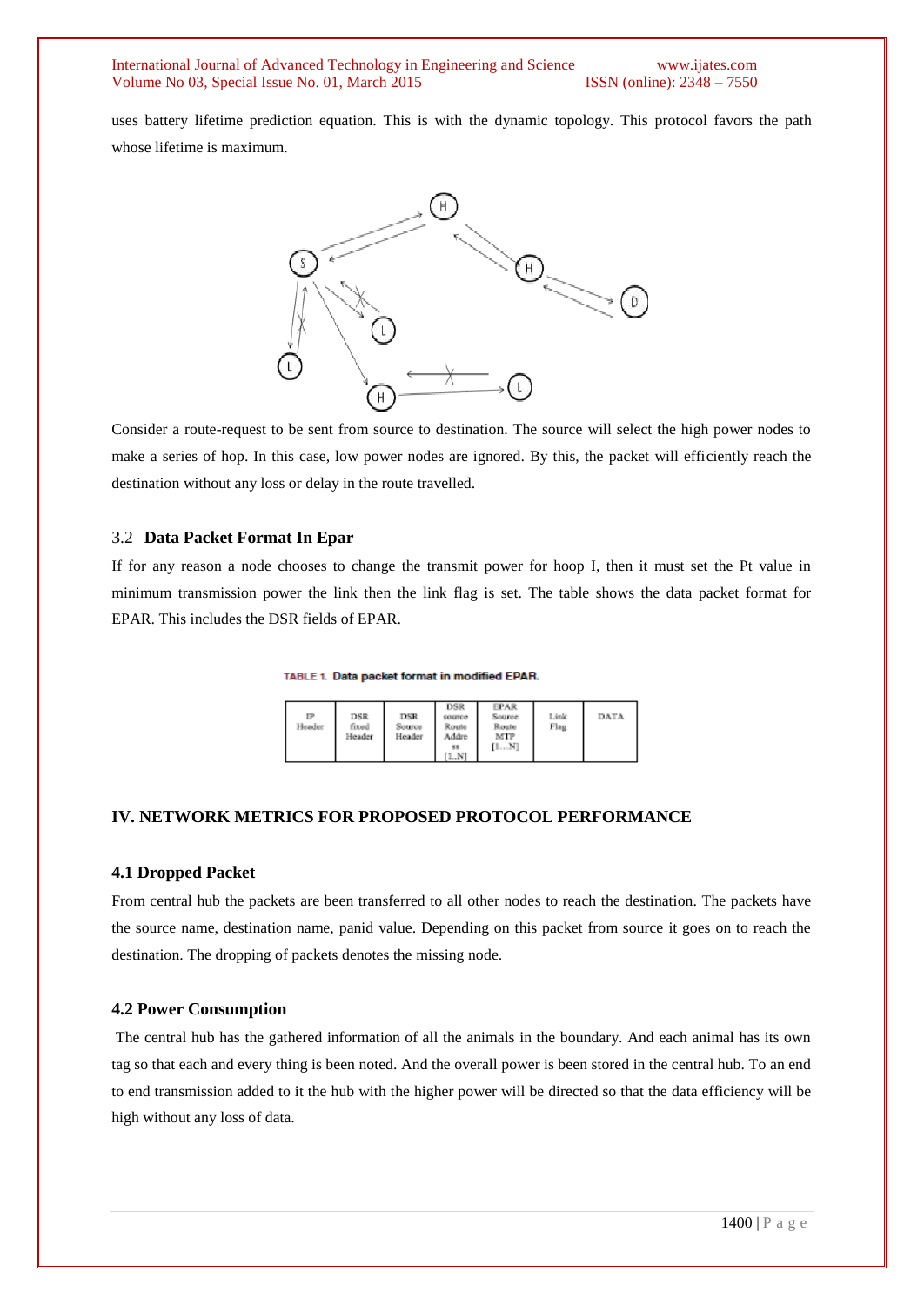uses battery lifetime prediction equation. This is with the dynamic topology. This protocol favors the path whose lifetime is maximum.

Consider a route-request to be sent from source to destination. The source will select the high power nodes to make a series of hop. In this case, low power nodes are ignored. By this, the packet will efficiently reach the destination without any loss or delay in the route travelled.

### 3.2 Data Packet Format In Epar

If for any reason a node chooses to change the transmit power for hoop I, then it must set the Pt value in minimum transmission power the link then the link flag is set. The table shows the data packet format for EPAR. This includes the DSR fields of EPAR.

TABLE 1. Data packet format in modified EPAR.

| IP Header | DSR fixed Header | DSR Source Header | DSR source Route Address [1..N] | EPAR Source Route MTP [1…N] | Link Flag | DATA |
|---|---|---|---|---|---|---|

## IV. NETWORK METRICS FOR PROPOSED PROTOCOL PERFORMANCE

### 4.1 Dropped Packet

From central hub the packets are been transferred to all other nodes to reach the destination. The packets have the source name, destination name, panid value. Depending on this packet from source it goes on to reach the destination. The dropping of packets denotes the missing node.

### 4.2 Power Consumption

The central hub has the gathered information of all the animals in the boundary. And each animal has its own tag so that each and every thing is been noted. And the overall power is been stored in the central hub. To an end to end transmission added to it the hub with the higher power will be directed so that the data efficiency will be high without any loss of data.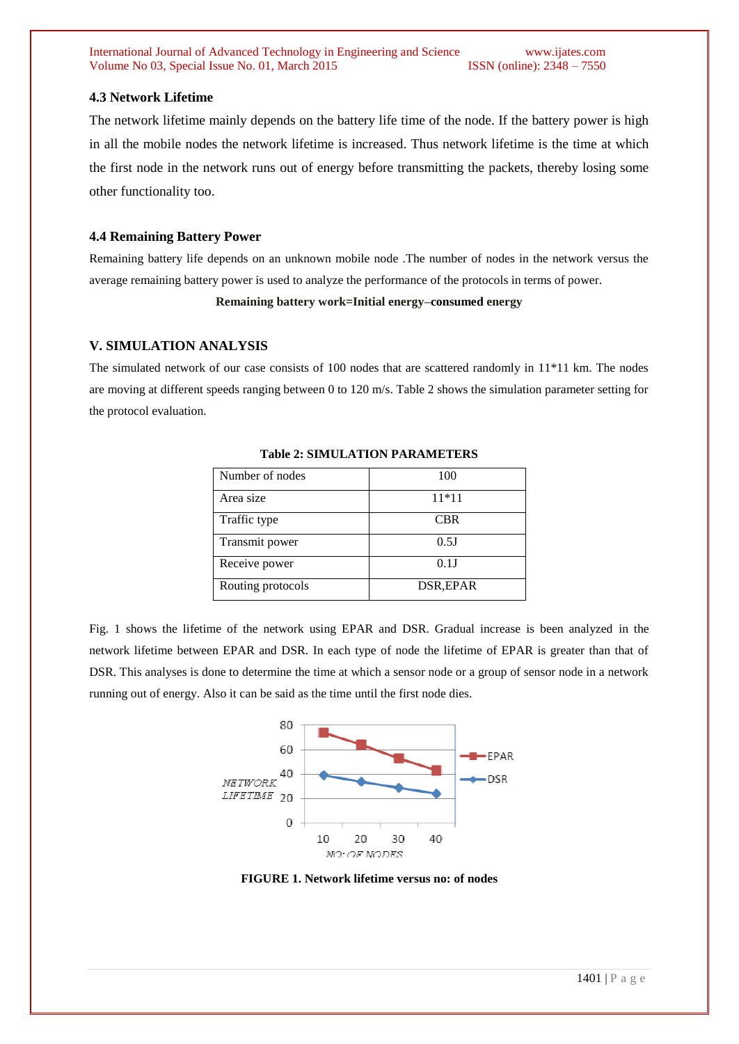### 4.3 Network Lifetime

The network lifetime mainly depends on the battery life time of the node. If the battery power is high in all the mobile nodes the network lifetime is increased. Thus network lifetime is the time at which the first node in the network runs out of energy before transmitting the packets, thereby losing some other functionality too.

### 4.4 Remaining Battery Power

Remaining battery life depends on an unknown mobile node .The number of nodes in the network versus the average remaining battery power is used to analyze the performance of the protocols in terms of power.

**Remaining battery work=Initial energy–consumed energy**

## V. SIMULATION ANALYSIS

The simulated network of our case consists of 100 nodes that are scattered randomly in 11*11 km. The nodes are moving at different speeds ranging between 0 to 120 m/s. Table 2 shows the simulation parameter setting for the protocol evaluation.

**Table 2: SIMULATION PARAMETERS**

| | |
|---|---|
| Number of nodes | 100 |
| Area size | 11*11 |
| Traffic type | CBR |
| Transmit power | 0.5J |
| Receive power | 0.1J |
| Routing protocols | DSR,EPAR |

Fig. 1 shows the lifetime of the network using EPAR and DSR. Gradual increase is been analyzed in the network lifetime between EPAR and DSR. In each type of node the lifetime of EPAR is greater than that of DSR. This analyses is done to determine the time at which a sensor node or a group of sensor node in a network running out of energy. Also it can be said as the time until the first node dies.

**FIGURE 1. Network lifetime versus no: of nodes**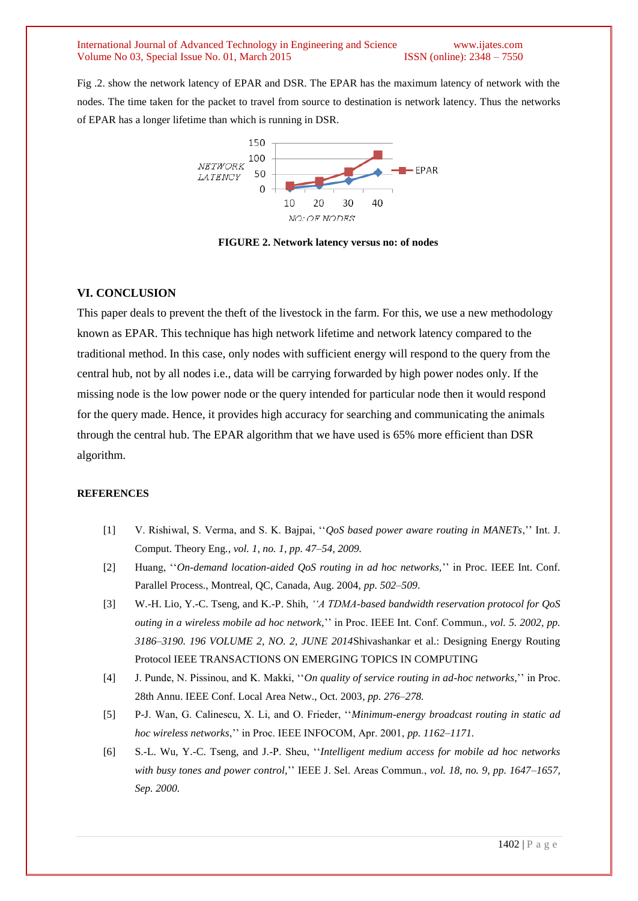Fig .2. show the network latency of EPAR and DSR. The EPAR has the maximum latency of network with the nodes. The time taken for the packet to travel from source to destination is network latency. Thus the networks of EPAR has a longer lifetime than which is running in DSR.

**FIGURE 2. Network latency versus no: of nodes**

## VI. CONCLUSION

This paper deals to prevent the theft of the livestock in the farm. For this, we use a new methodology known as EPAR. This technique has high network lifetime and network latency compared to the traditional method. In this case, only nodes with sufficient energy will respond to the query from the central hub, not by all nodes i.e., data will be carrying forwarded by high power nodes only. If the missing node is the low power node or the query intended for particular node then it would respond for the query made. Hence, it provides high accuracy for searching and communicating the animals through the central hub. The EPAR algorithm that we have used is 65% more efficient than DSR algorithm.

## REFERENCES

[1] V. Rishiwal, S. Verma, and S. K. Bajpai, ''*QoS based power aware routing in MANETs*,'' Int. J. Comput. Theory Eng*., vol. 1, no. 1, pp. 47–54, 2009.*

[2] Huang, ''*On-demand location-aided QoS routing in ad hoc networks,*'' in Proc. IEEE Int. Conf. Parallel Process., Montreal, QC, Canada, Aug. 2004, *pp. 502–509*.

[3] W.-H. Lio, Y.-C. Tseng, and K.-P. Shih, *''A TDMA-based bandwidth reservation protocol for QoS outing in a wireless mobile ad hoc network,*'' in Proc. IEEE Int. Conf. Commun., *vol. 5. 2002, pp. 3186–3190. 196 VOLUME 2, NO. 2, JUNE 2014*Shivashankar et al.: Designing Energy Routing Protocol IEEE TRANSACTIONS ON EMERGING TOPICS IN COMPUTING

[4] J. Punde, N. Pissinou, and K. Makki, ''*On quality of service routing in ad-hoc networks,*'' in Proc. 28th Annu. IEEE Conf. Local Area Netw., Oct. 2003*, pp. 276–278.*

[5] P-J. Wan, G. Calinescu, X. Li, and O. Frieder, ''*Minimum-energy broadcast routing in static ad hoc wireless networks*,'' in Proc. IEEE INFOCOM, Apr. 2001, *pp. 1162–1171.*

[6] S.-L. Wu, Y.-C. Tseng, and J.-P. Sheu, ''*Intelligent medium access for mobile ad hoc networks with busy tones and power control,*'' IEEE J. Sel. Areas Commun., *vol. 18, no. 9, pp. 1647–1657, Sep. 2000.*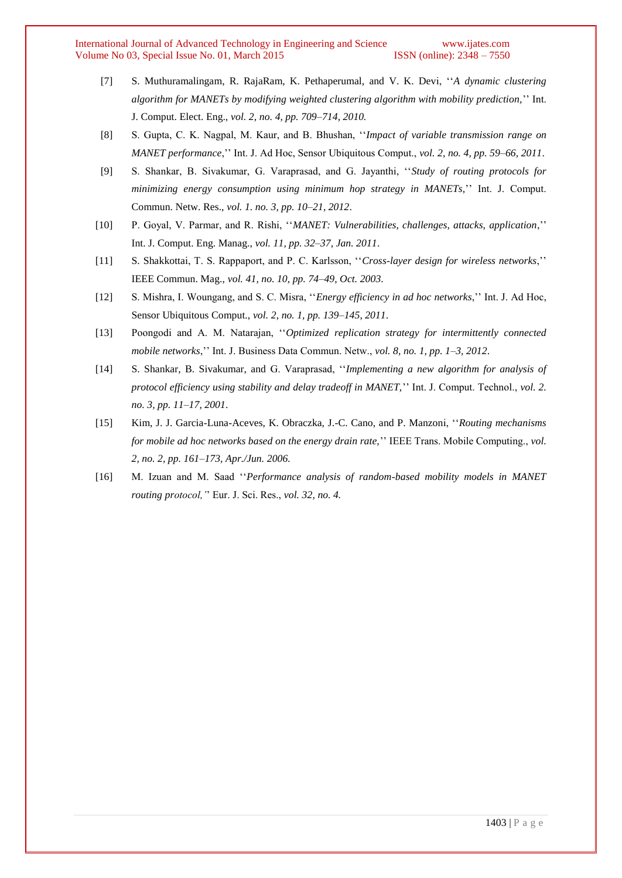[7] S. Muthuramalingam, R. RajaRam, K. Pethaperumal, and V. K. Devi, ''*A dynamic clustering algorithm for MANETs by modifying weighted clustering algorithm with mobility prediction,*'' Int. J. Comput. Elect. Eng., *vol. 2, no. 4, pp. 709–714, 2010.*

[8] S. Gupta, C. K. Nagpal, M. Kaur, and B. Bhushan, ''*Impact of variable transmission range on MANET performance*,'' Int. J. Ad Hoc, Sensor Ubiquitous Comput., *vol. 2, no. 4, pp. 59–66, 2011*.

[9] S. Shankar, B. Sivakumar, G. Varaprasad, and G. Jayanthi, ''*Study of routing protocols for minimizing energy consumption using minimum hop strategy in MANETs,*'' Int. J. Comput. Commun. Netw. Res., *vol. 1. no. 3, pp. 10–21, 2012*.

[10] P. Goyal, V. Parmar, and R. Rishi, ''*MANET: Vulnerabilities, challenges, attacks, application*,'' Int. J. Comput. Eng. Manag., *vol. 11, pp. 32–37, Jan. 2011*.

[11] S. Shakkottai, T. S. Rappaport, and P. C. Karlsson, ''*Cross-layer design for wireless networks*,'' IEEE Commun. Mag., *vol. 41, no. 10, pp. 74–49, Oct. 2003*.

[12] S. Mishra, I. Woungang, and S. C. Misra, ''*Energy efficiency in ad hoc networks*,'' Int. J. Ad Hoc, Sensor Ubiquitous Comput., *vol. 2, no. 1, pp. 139–145, 2011*.

[13] Poongodi and A. M. Natarajan, ''*Optimized replication strategy for intermittently connected mobile networks*,'' Int. J. Business Data Commun. Netw., *vol. 8, no. 1, pp. 1–3, 2012*.

[14] S. Shankar, B. Sivakumar, and G. Varaprasad, ''*Implementing a new algorithm for analysis of protocol efficiency using stability and delay tradeoff in MANET,*'' Int. J. Comput. Technol., *vol. 2. no. 3, pp. 11–17, 2001*.

[15] Kim, J. J. Garcia-Luna-Aceves, K. Obraczka, J.-C. Cano, and P. Manzoni, ''*Routing mechanisms for mobile ad hoc networks based on the energy drain rate,*'' IEEE Trans. Mobile Computing., *vol. 2, no. 2, pp. 161–173, Apr./Jun. 2006.*

[16] M. Izuan and M. Saad ''*Performance analysis of random-based mobility models in MANET routing protocol,*'' Eur. J. Sci. Res., *vol. 32, no. 4.*